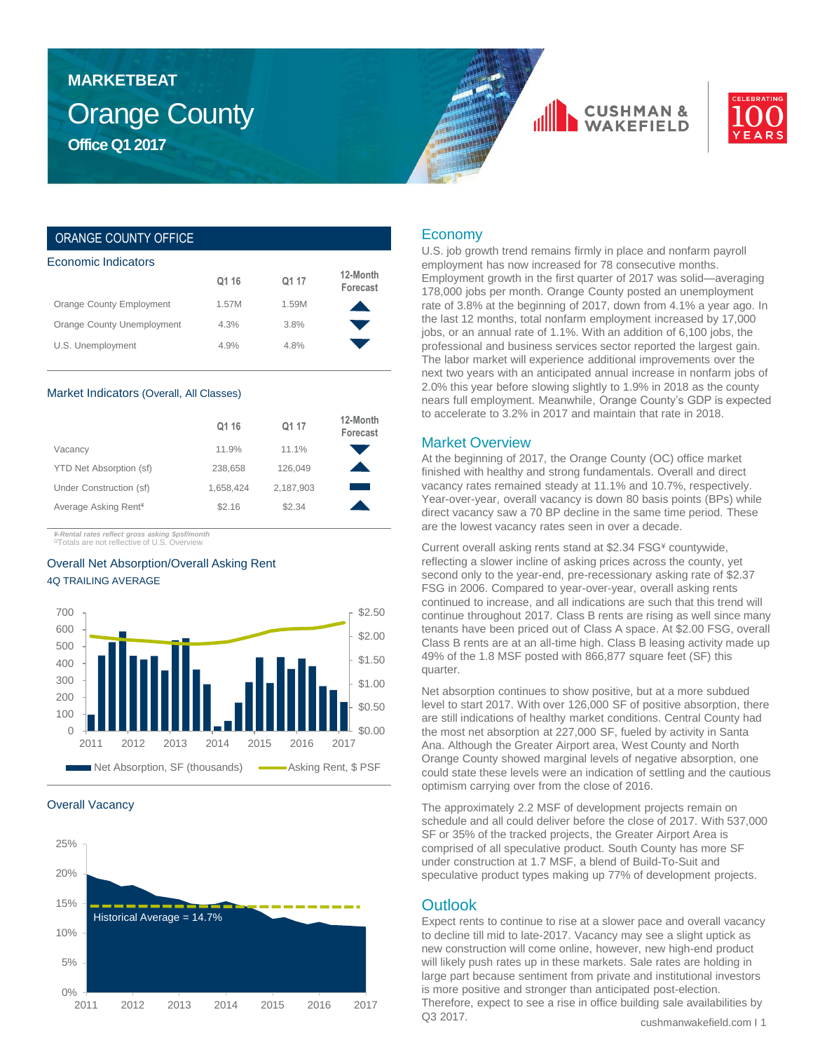# MARKETBEAT

# Orange County

## Office Q1 2017

CUSHMAN & WAKEFIELD

CELEBRATING 100 YEARS

## ORANGE COUNTY OFFICE

### Economic Indicators

| | Q1 16 | Q1 17 | 12-Month Forecast |
|---|---|---|---|
| Orange County Employment | 1.57M | 1.59M | ▲ |
| Orange County Unemployment | 4.3% | 3.8% | ▼ |
| U.S. Unemployment | 4.9% | 4.8% | ▼ |

### Market Indicators (Overall, All Classes)

| | Q1 16 | Q1 17 | 12-Month Forecast |
|---|---|---|---|
| Vacancy | 11.9% | 11.1% | ▼ |
| YTD Net Absorption (sf) | 238,658 | 126,049 | ▲ |
| Under Construction (sf) | 1,658,424 | 2,187,903 | ■ |
| Average Asking Rent¥ | $2.16 | $2.34 | ▲ |

*¥-Rental rates reflect gross asking $psf/month*
ΩTotals are not reflective of U.S. Overview

### Overall Net Absorption/Overall Asking Rent

4Q TRAILING AVERAGE

Net Absorption, SF (thousands) — Asking Rent, $ PSF

### Overall Vacancy

Historical Average = 14.7%

## Economy

U.S. job growth trend remains firmly in place and nonfarm payroll employment has now increased for 78 consecutive months. Employment growth in the first quarter of 2017 was solid—averaging 178,000 jobs per month. Orange County posted an unemployment rate of 3.8% at the beginning of 2017, down from 4.1% a year ago. In the last 12 months, total nonfarm employment increased by 17,000 jobs, or an annual rate of 1.1%. With an addition of 6,100 jobs, the professional and business services sector reported the largest gain. The labor market will experience additional improvements over the next two years with an anticipated annual increase in nonfarm jobs of 2.0% this year before slowing slightly to 1.9% in 2018 as the county nears full employment. Meanwhile, Orange County's GDP is expected to accelerate to 3.2% in 2017 and maintain that rate in 2018.

## Market Overview

At the beginning of 2017, the Orange County (OC) office market finished with healthy and strong fundamentals. Overall and direct vacancy rates remained steady at 11.1% and 10.7%, respectively. Year-over-year, overall vacancy is down 80 basis points (BPs) while direct vacancy saw a 70 BP decline in the same time period. These are the lowest vacancy rates seen in over a decade.

Current overall asking rents stand at $2.34 FSG¥ countywide, reflecting a slower incline of asking prices across the county, yet second only to the year-end, pre-recessionary asking rate of $2.37 FSG in 2006. Compared to year-over-year, overall asking rents continued to increase, and all indications are such that this trend will continue throughout 2017. Class B rents are rising as well since many tenants have been priced out of Class A space. At $2.00 FSG, overall Class B rents are at an all-time high. Class B leasing activity made up 49% of the 1.8 MSF posted with 866,877 square feet (SF) this quarter.

Net absorption continues to show positive, but at a more subdued level to start 2017. With over 126,000 SF of positive absorption, there are still indications of healthy market conditions. Central County had the most net absorption at 227,000 SF, fueled by activity in Santa Ana. Although the Greater Airport area, West County and North Orange County showed marginal levels of negative absorption, one could state these levels were an indication of settling and the cautious optimism carrying over from the close of 2016.

The approximately 2.2 MSF of development projects remain on schedule and all could deliver before the close of 2017. With 537,000 SF or 35% of the tracked projects, the Greater Airport Area is comprised of all speculative product. South County has more SF under construction at 1.7 MSF, a blend of Build-To-Suit and speculative product types making up 77% of development projects.

## Outlook

Expect rents to continue to rise at a slower pace and overall vacancy to decline till mid to late-2017. Vacancy may see a slight uptick as new construction will come online, however, new high-end product will likely push rates up in these markets. Sale rates are holding in large part because sentiment from private and institutional investors is more positive and stronger than anticipated post-election. Therefore, expect to see a rise in office building sale availabilities by Q3 2017.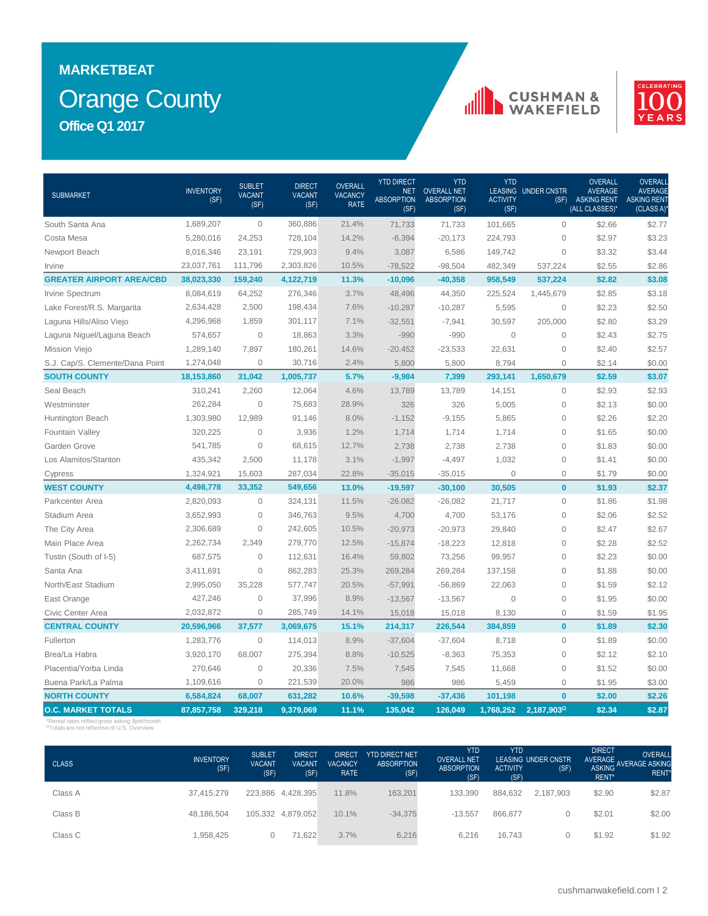# MARKETBEAT

# Orange County

## Office Q1 2017

| SUBMARKET | INVENTORY (SF) | SUBLET VACANT (SF) | DIRECT VACANT (SF) | OVERALL VACANCY RATE | YTD DIRECT NET ABSORPTION (SF) | YTD OVERALL NET ABSORPTION (SF) | YTD LEASING ACTIVITY (SF) | UNDER CNSTR (SF) | OVERALL AVERAGE ASKING RENT (ALL CLASSES)* | OVERALL AVERAGE ASKING RENT (CLASS A)* |
|---|---|---|---|---|---|---|---|---|---|---|
| South Santa Ana | 1,689,207 | 0 | 360,886 | 21.4% | 71,733 | 71,733 | 101,665 | 0 | $2.66 | $2.77 |
| Costa Mesa | 5,280,016 | 24,253 | 728,104 | 14.2% | -6,394 | -20,173 | 224,793 | 0 | $2.97 | $3.23 |
| Newport Beach | 8,016,346 | 23,191 | 729,903 | 9.4% | 3,087 | 6,586 | 149,742 | 0 | $3.32 | $3.44 |
| Irvine | 23,037,761 | 111,796 | 2,303,826 | 10.5% | -78,522 | -98,504 | 482,349 | 537,224 | $2.55 | $2.86 |
| **GREATER AIRPORT AREA/CBD** | **38,023,330** | **159,240** | **4,122,719** | **11.3%** | **-10,096** | **-40,358** | **958,549** | **537,224** | **$2.82** | **$3.08** |
| Irvine Spectrum | 8,084,619 | 64,252 | 276,346 | 3.7% | 48,496 | 44,350 | 225,524 | 1,445,679 | $2.85 | $3.18 |
| Lake Forest/R.S. Margarita | 2,634,428 | 2,500 | 198,434 | 7.6% | -10,287 | -10,287 | 5,595 | 0 | $2.23 | $2.50 |
| Laguna Hills/Aliso Viejo | 4,296,968 | 1,859 | 301,117 | 7.1% | -32,551 | -7,941 | 30,597 | 205,000 | $2.80 | $3.29 |
| Laguna Niguel/Laguna Beach | 574,657 | 0 | 18,863 | 3.3% | -990 | -990 | 0 | 0 | $2.43 | $2.75 |
| Mission Viejo | 1,289,140 | 7,897 | 180,261 | 14.6% | -20,452 | -23,533 | 22,631 | 0 | $2.40 | $2.57 |
| S.J. Cap/S. Clemente/Dana Point | 1,274,048 | 0 | 30,716 | 2.4% | 5,800 | 5,800 | 8,794 | 0 | $2.14 | $0.00 |
| **SOUTH COUNTY** | **18,153,860** | **31,042** | **1,005,737** | **5.7%** | **-9,984** | **7,399** | **293,141** | **1,650,679** | **$2.59** | **$3.07** |
| Seal Beach | 310,241 | 2,260 | 12,064 | 4.6% | 13,789 | 13,789 | 14,151 | 0 | $2.93 | $2.93 |
| Westminster | 262,284 | 0 | 75,683 | 28.9% | 326 | 326 | 5,005 | 0 | $2.13 | $0.00 |
| Huntington Beach | 1,303,980 | 12,989 | 91,146 | 8.0% | -1,152 | -9,155 | 5,865 | 0 | $2.26 | $2.20 |
| Fountain Valley | 320,225 | 0 | 3,936 | 1.2% | 1,714 | 1,714 | 1,714 | 0 | $1.65 | $0.00 |
| Garden Grove | 541,785 | 0 | 68,615 | 12.7% | 2,738 | 2,738 | 2,738 | 0 | $1.83 | $0.00 |
| Los Alamitos/Stanton | 435,342 | 2,500 | 11,178 | 3.1% | -1,997 | -4,497 | 1,032 | 0 | $1.41 | $0.00 |
| Cypress | 1,324,921 | 15,603 | 287,034 | 22.8% | -35,015 | -35,015 | 0 | 0 | $1.79 | $0.00 |
| **WEST COUNTY** | **4,498,778** | **33,352** | **549,656** | **13.0%** | **-19,597** | **-30,100** | **30,505** | **0** | **$1.93** | **$2.37** |
| Parkcenter Area | 2,820,093 | 0 | 324,131 | 11.5% | -26,082 | -26,082 | 21,717 | 0 | $1.86 | $1.98 |
| Stadium Area | 3,652,993 | 0 | 346,763 | 9.5% | 4,700 | 4,700 | 53,176 | 0 | $2.06 | $2.52 |
| The City Area | 2,306,689 | 0 | 242,605 | 10.5% | -20,973 | -20,973 | 29,840 | 0 | $2.47 | $2.67 |
| Main Place Area | 2,262,734 | 2,349 | 279,770 | 12.5% | -15,874 | -18,223 | 12,818 | 0 | $2.28 | $2.52 |
| Tustin (South of I-5) | 687,575 | 0 | 112,631 | 16.4% | 59,802 | 73,256 | 99,957 | 0 | $2.23 | $0.00 |
| Santa Ana | 3,411,691 | 0 | 862,283 | 25.3% | 269,284 | 269,284 | 137,158 | 0 | $1.88 | $0.00 |
| North/East Stadium | 2,995,050 | 35,228 | 577,747 | 20.5% | -57,991 | -56,869 | 22,063 | 0 | $1.59 | $2.12 |
| East Orange | 427,246 | 0 | 37,996 | 8.9% | -13,567 | -13,567 | 0 | 0 | $1.95 | $0.00 |
| Civic Center Area | 2,032,872 | 0 | 285,749 | 14.1% | 15,018 | 15,018 | 8,130 | 0 | $1.59 | $1.95 |
| **CENTRAL COUNTY** | **20,596,966** | **37,577** | **3,069,675** | **15.1%** | **214,317** | **226,544** | **384,859** | **0** | **$1.89** | **$2.30** |
| Fullerton | 1,283,776 | 0 | 114,013 | 8.9% | -37,604 | -37,604 | 8,718 | 0 | $1.89 | $0.00 |
| Brea/La Habra | 3,920,170 | 68,007 | 275,394 | 8.8% | -10,525 | -8,363 | 75,353 | 0 | $2.12 | $2.10 |
| Placentia/Yorba Linda | 270,646 | 0 | 20,336 | 7.5% | 7,545 | 7,545 | 11,668 | 0 | $1.52 | $0.00 |
| Buena Park/La Palma | 1,109,616 | 0 | 221,539 | 20.0% | 986 | 986 | 5,459 | 0 | $1.95 | $3.00 |
| **NORTH COUNTY** | **6,584,824** | **68,007** | **631,282** | **10.6%** | **-39,598** | **-37,436** | **101,198** | **0** | **$2.00** | **$2.26** |
| **O.C. MARKET TOTALS** | **87,857,758** | **329,218** | **9,379,069** | **11.1%** | **135,042** | **126,049** | **1,768,252** | **2,187,903Ω** | **$2.34** | **$2.87** |

*Rental rates reflect gross asking $psf/month
ΩTotals are not reflective of U.S. Overview

| CLASS | INVENTORY (SF) | SUBLET VACANT (SF) | DIRECT VACANT (SF) | DIRECT VACANCY RATE | YTD DIRECT NET ABSORPTION (SF) | YTD OVERALL NET ABSORPTION (SF) | YTD LEASING ACTIVITY (SF) | UNDER CNSTR (SF) | DIRECT AVERAGE ASKING RENT* | OVERALL AVERAGE ASKING RENT* |
|---|---|---|---|---|---|---|---|---|---|---|
| Class A | 37,415,279 | 223,886 | 4,428,395 | 11.8% | 163,201 | 133,390 | 884,632 | 2,187,903 | $2.90 | $2.87 |
| Class B | 48,186,504 | 105,332 | 4,879,052 | 10.1% | -34,375 | -13,557 | 866,877 | 0 | $2.01 | $2.00 |
| Class C | 1,958,425 | 0 | 71,622 | 3.7% | 6,216 | 6,216 | 16,743 | 0 | $1.92 | $1.92 |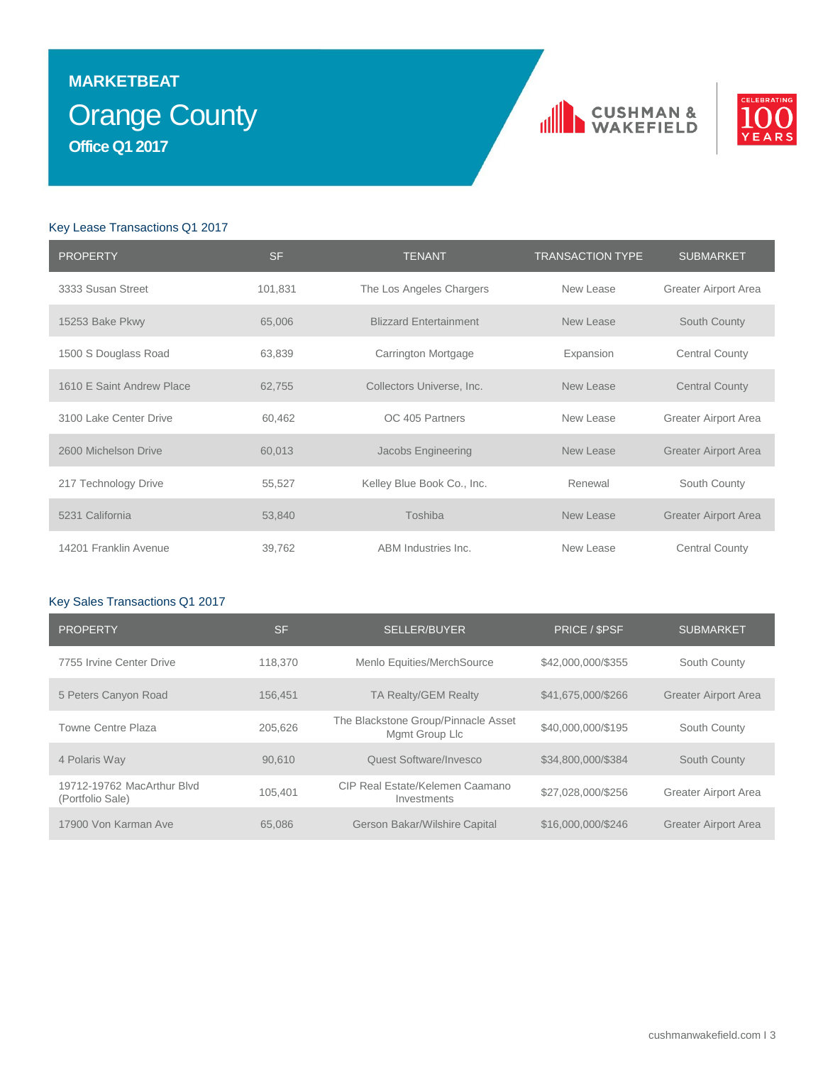**MARKETBEAT**

# Orange County

**Office Q1 2017**

## Key Lease Transactions Q1 2017

| PROPERTY | SF | TENANT | TRANSACTION TYPE | SUBMARKET |
|---|---|---|---|---|
| 3333 Susan Street | 101,831 | The Los Angeles Chargers | New Lease | Greater Airport Area |
| 15253 Bake Pkwy | 65,006 | Blizzard Entertainment | New Lease | South County |
| 1500 S Douglass Road | 63,839 | Carrington Mortgage | Expansion | Central County |
| 1610 E Saint Andrew Place | 62,755 | Collectors Universe, Inc. | New Lease | Central County |
| 3100 Lake Center Drive | 60,462 | OC 405 Partners | New Lease | Greater Airport Area |
| 2600 Michelson Drive | 60,013 | Jacobs Engineering | New Lease | Greater Airport Area |
| 217 Technology Drive | 55,527 | Kelley Blue Book Co., Inc. | Renewal | South County |
| 5231 California | 53,840 | Toshiba | New Lease | Greater Airport Area |
| 14201 Franklin Avenue | 39,762 | ABM Industries Inc. | New Lease | Central County |

## Key Sales Transactions Q1 2017

| PROPERTY | SF | SELLER/BUYER | PRICE / $PSF | SUBMARKET |
|---|---|---|---|---|
| 7755 Irvine Center Drive | 118,370 | Menlo Equities/MerchSource | $42,000,000/$355 | South County |
| 5 Peters Canyon Road | 156,451 | TA Realty/GEM Realty | $41,675,000/$266 | Greater Airport Area |
| Towne Centre Plaza | 205,626 | The Blackstone Group/Pinnacle Asset Mgmt Group Llc | $40,000,000/$195 | South County |
| 4 Polaris Way | 90,610 | Quest Software/Invesco | $34,800,000/$384 | South County |
| 19712-19762 MacArthur Blvd (Portfolio Sale) | 105,401 | CIP Real Estate/Kelemen Caamano Investments | $27,028,000/$256 | Greater Airport Area |
| 17900 Von Karman Ave | 65,086 | Gerson Bakar/Wilshire Capital | $16,000,000/$246 | Greater Airport Area |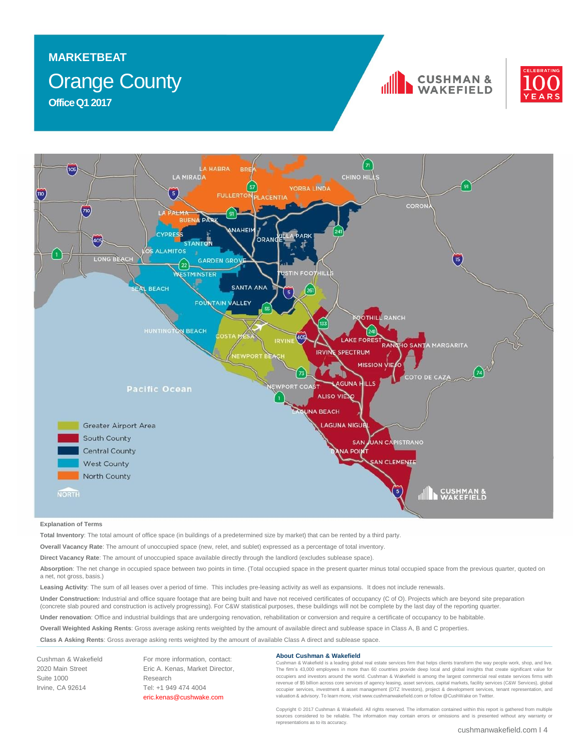**MARKETBEAT**

# Orange County

**Office Q1 2017**

CUSHMAN & WAKEFIELD

CELEBRATING 100 YEARS

LA HABRA
BREA
LA MIRADA
CHINO HILLS
YORBA LINDA
FULLERTON
PLACENTIA
CORONA
LA PALMA
BUENA PARK
ANAHEIM
CYPRESS
ORANGE
VILLA PARK
STANTON
LOS ALAMITOS
LONG BEACH
GARDEN GROVE
WESTMINSTER
TUSTIN FOOTHILLS
SEAL BEACH
SANTA ANA
FOUNTAIN VALLEY
FOOTHILL RANCH
HUNTINGTON BEACH
COSTA MESA
IRVINE
LAKE FOREST
RANCHO SANTA MARGARITA
IRVINE SPECTRUM
NEWPORT BEACH
MISSION VIEJO
COTO DE CAZA
NEWPORT COAST
LAGUNA HILLS
Pacific Ocean
ALISO VIEJO
LAGUNA BEACH
LAGUNA NIGUEL
SAN JUAN CAPISTRANO
DANA POINT
SAN CLEMENTE

Greater Airport Area
South County
Central County
West County
North County

NORTH

CUSHMAN & WAKEFIELD

**Explanation of Terms**

**Total Inventory**: The total amount of office space (in buildings of a predetermined size by market) that can be rented by a third party.

**Overall Vacancy Rate**: The amount of unoccupied space (new, relet, and sublet) expressed as a percentage of total inventory.

**Direct Vacancy Rate**: The amount of unoccupied space available directly through the landlord (excludes sublease space).

**Absorption**: The net change in occupied space between two points in time. (Total occupied space in the present quarter minus total occupied space from the previous quarter, quoted on a net, not gross, basis.)

**Leasing Activity**: The sum of all leases over a period of time. This includes pre-leasing activity as well as expansions. It does not include renewals.

**Under Construction:** Industrial and office square footage that are being built and have not received certificates of occupancy (C of O). Projects which are beyond site preparation (concrete slab poured and construction is actively progressing). For C&W statistical purposes, these buildings will not be complete by the last day of the reporting quarter.

**Under renovation**: Office and industrial buildings that are undergoing renovation, rehabilitation or conversion and require a certificate of occupancy to be habitable.

**Overall Weighted Asking Rents**: Gross average asking rents weighted by the amount of available direct and sublease space in Class A, B and C properties.

**Class A Asking Rents**: Gross average asking rents weighted by the amount of available Class A direct and sublease space.

Cushman & Wakefield
2020 Main Street
Suite 1000
Irvine, CA 92614

For more information, contact:
Eric A. Kenas, Market Director, Research
Tel: +1 949 474 4004
eric.kenas@cushwake.com

**About Cushman & Wakefield**

Cushman & Wakefield is a leading global real estate services firm that helps clients transform the way people work, shop, and live. The firm's 43,000 employees in more than 60 countries provide deep local and global insights that create significant value for occupiers and investors around the world. Cushman & Wakefield is among the largest commercial real estate services firms with revenue of $5 billion across core services of agency leasing, asset services, capital markets, facility services (C&W Services), global occupier services, investment & asset management (DTZ Investors), project & development services, tenant representation, and valuation & advisory. To learn more, visit www.cushmanwakefield.com or follow @CushWake on Twitter.

Copyright © 2017 Cushman & Wakefield. All rights reserved. The information contained within this report is gathered from multiple sources considered to be reliable. The information may contain errors or omissions and is presented without any warranty or representations as to its accuracy.

cushmanwakefield.com